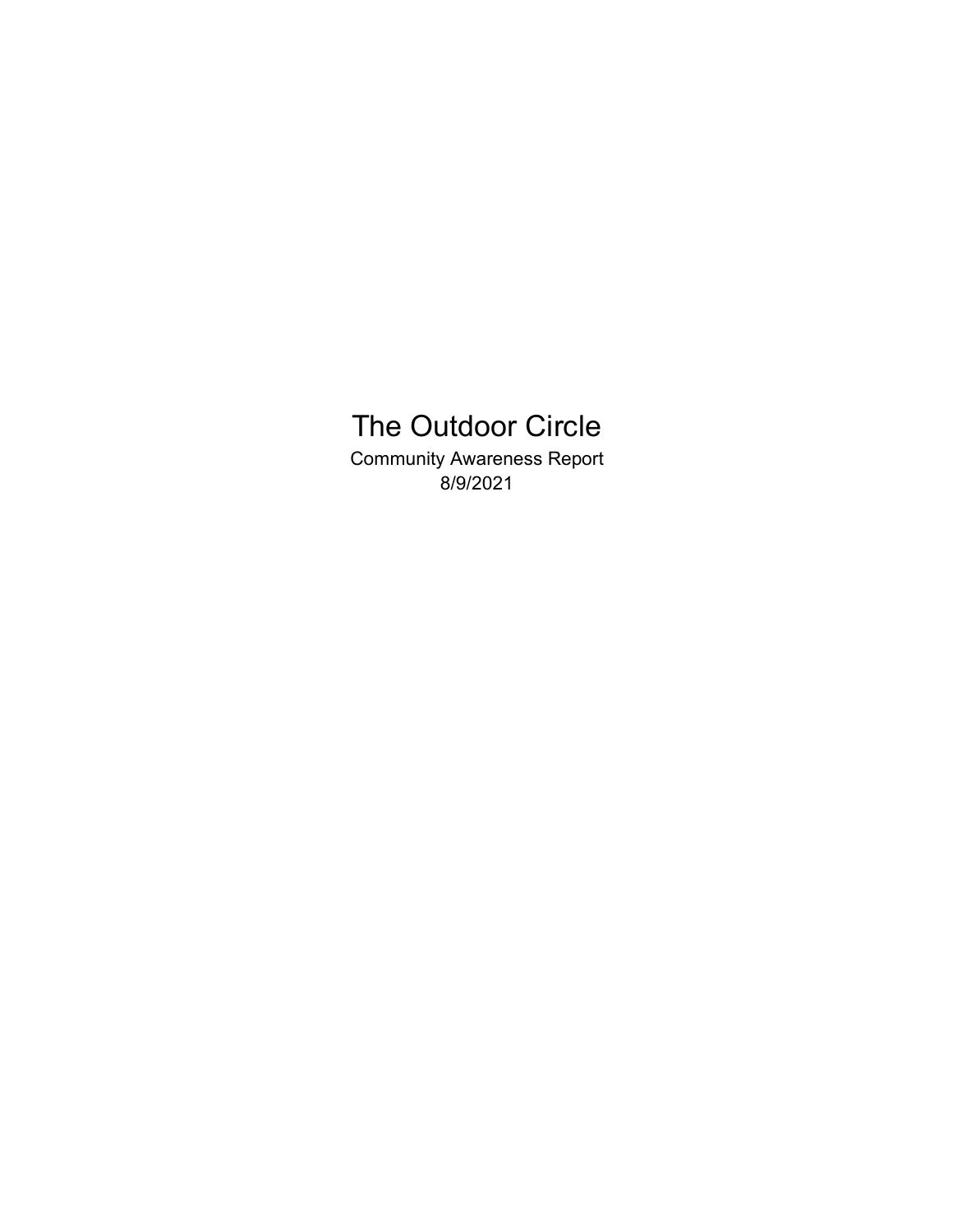# The Outdoor Circle

Community Awareness Report

8/9/2021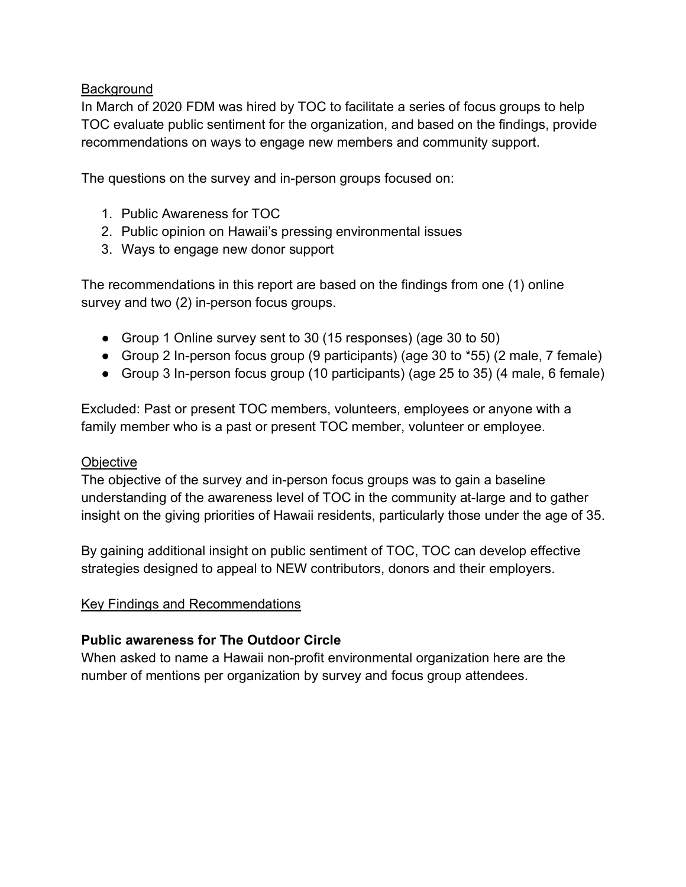## Background

In March of 2020 FDM was hired by TOC to facilitate a series of focus groups to help TOC evaluate public sentiment for the organization, and based on the findings, provide recommendations on ways to engage new members and community support.

The questions on the survey and in-person groups focused on:

1. Public Awareness for TOC
2. Public opinion on Hawaii's pressing environmental issues
3. Ways to engage new donor support

The recommendations in this report are based on the findings from one (1) online survey and two (2) in-person focus groups.

- Group 1 Online survey sent to 30 (15 responses) (age 30 to 50)
- Group 2 In-person focus group (9 participants) (age 30 to *55) (2 male, 7 female)
- Group 3 In-person focus group (10 participants) (age 25 to 35) (4 male, 6 female)

Excluded: Past or present TOC members, volunteers, employees or anyone with a family member who is a past or present TOC member, volunteer or employee.

## Objective

The objective of the survey and in-person focus groups was to gain a baseline understanding of the awareness level of TOC in the community at-large and to gather insight on the giving priorities of Hawaii residents, particularly those under the age of 35.

By gaining additional insight on public sentiment of TOC, TOC can develop effective strategies designed to appeal to NEW contributors, donors and their employers.

## Key Findings and Recommendations

### Public awareness for The Outdoor Circle

When asked to name a Hawaii non-profit environmental organization here are the number of mentions per organization by survey and focus group attendees.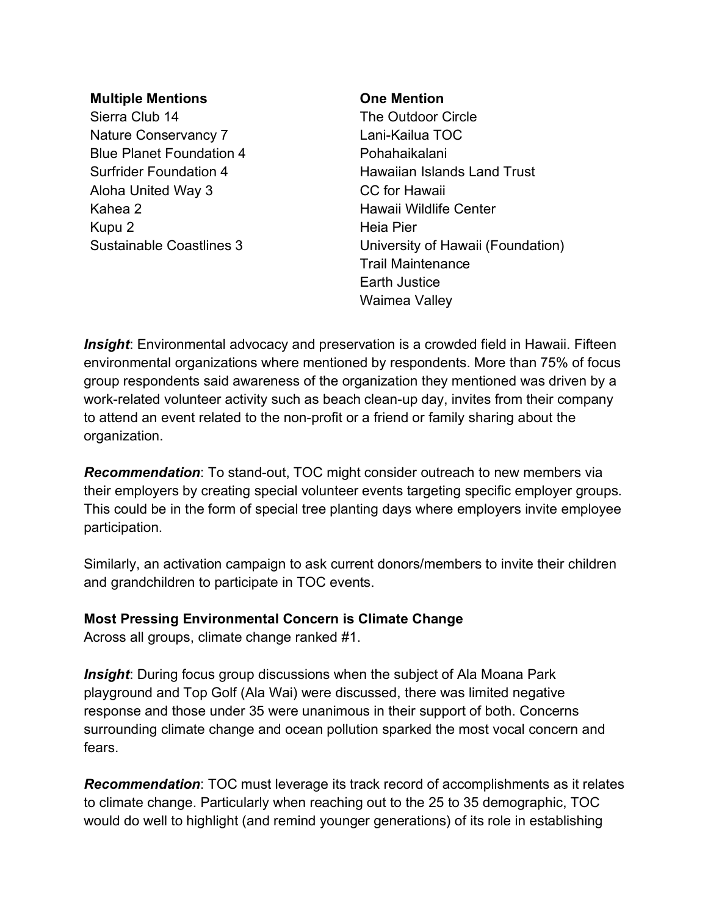**Multiple Mentions**
Sierra Club 14
Nature Conservancy 7
Blue Planet Foundation 4
Surfrider Foundation 4
Aloha United Way 3
Kahea 2
Kupu 2
Sustainable Coastlines 3

**One Mention**
The Outdoor Circle
Lani-Kailua TOC
Pohahaikalani
Hawaiian Islands Land Trust
CC for Hawaii
Hawaii Wildlife Center
Heia Pier
University of Hawaii (Foundation)
Trail Maintenance
Earth Justice
Waimea Valley

***Insight***: Environmental advocacy and preservation is a crowded field in Hawaii. Fifteen environmental organizations where mentioned by respondents. More than 75% of focus group respondents said awareness of the organization they mentioned was driven by a work-related volunteer activity such as beach clean-up day, invites from their company to attend an event related to the non-profit or a friend or family sharing about the organization.

***Recommendation***: To stand-out, TOC might consider outreach to new members via their employers by creating special volunteer events targeting specific employer groups. This could be in the form of special tree planting days where employers invite employee participation.

Similarly, an activation campaign to ask current donors/members to invite their children and grandchildren to participate in TOC events.

**Most Pressing Environmental Concern is Climate Change**
Across all groups, climate change ranked #1.

***Insight***: During focus group discussions when the subject of Ala Moana Park playground and Top Golf (Ala Wai) were discussed, there was limited negative response and those under 35 were unanimous in their support of both. Concerns surrounding climate change and ocean pollution sparked the most vocal concern and fears.

***Recommendation***: TOC must leverage its track record of accomplishments as it relates to climate change. Particularly when reaching out to the 25 to 35 demographic, TOC would do well to highlight (and remind younger generations) of its role in establishing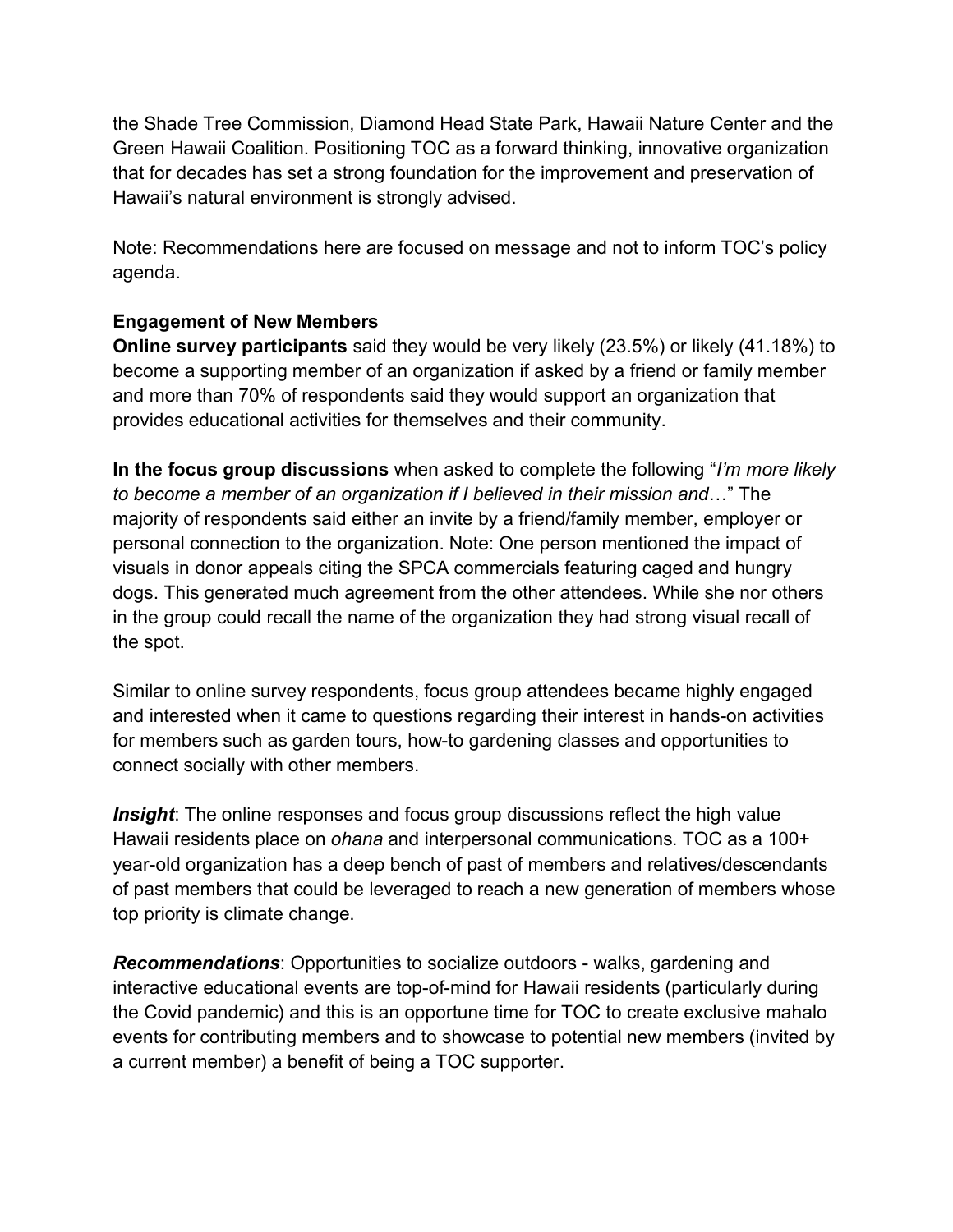the Shade Tree Commission, Diamond Head State Park, Hawaii Nature Center and the Green Hawaii Coalition. Positioning TOC as a forward thinking, innovative organization that for decades has set a strong foundation for the improvement and preservation of Hawaii's natural environment is strongly advised.

Note: Recommendations here are focused on message and not to inform TOC's policy agenda.

**Engagement of New Members**

**Online survey participants** said they would be very likely (23.5%) or likely (41.18%) to become a supporting member of an organization if asked by a friend or family member and more than 70% of respondents said they would support an organization that provides educational activities for themselves and their community.

**In the focus group discussions** when asked to complete the following "*I'm more likely to become a member of an organization if I believed in their mission and*…" The majority of respondents said either an invite by a friend/family member, employer or personal connection to the organization. Note: One person mentioned the impact of visuals in donor appeals citing the SPCA commercials featuring caged and hungry dogs. This generated much agreement from the other attendees. While she nor others in the group could recall the name of the organization they had strong visual recall of the spot.

Similar to online survey respondents, focus group attendees became highly engaged and interested when it came to questions regarding their interest in hands-on activities for members such as garden tours, how-to gardening classes and opportunities to connect socially with other members.

***Insight***: The online responses and focus group discussions reflect the high value Hawaii residents place on *ohana* and interpersonal communications. TOC as a 100+ year-old organization has a deep bench of past of members and relatives/descendants of past members that could be leveraged to reach a new generation of members whose top priority is climate change.

***Recommendations***: Opportunities to socialize outdoors - walks, gardening and interactive educational events are top-of-mind for Hawaii residents (particularly during the Covid pandemic) and this is an opportune time for TOC to create exclusive mahalo events for contributing members and to showcase to potential new members (invited by a current member) a benefit of being a TOC supporter.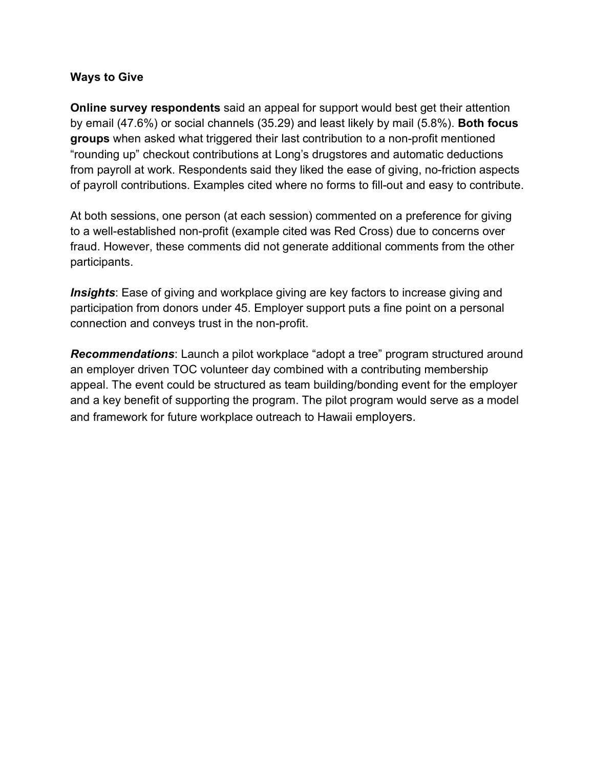**Ways to Give**

**Online survey respondents** said an appeal for support would best get their attention by email (47.6%) or social channels (35.29) and least likely by mail (5.8%). **Both focus groups** when asked what triggered their last contribution to a non-profit mentioned "rounding up" checkout contributions at Long's drugstores and automatic deductions from payroll at work. Respondents said they liked the ease of giving, no-friction aspects of payroll contributions. Examples cited where no forms to fill-out and easy to contribute.

At both sessions, one person (at each session) commented on a preference for giving to a well-established non-profit (example cited was Red Cross) due to concerns over fraud. However, these comments did not generate additional comments from the other participants.

***Insights***: Ease of giving and workplace giving are key factors to increase giving and participation from donors under 45. Employer support puts a fine point on a personal connection and conveys trust in the non-profit.

***Recommendations***: Launch a pilot workplace "adopt a tree" program structured around an employer driven TOC volunteer day combined with a contributing membership appeal. The event could be structured as team building/bonding event for the employer and a key benefit of supporting the program. The pilot program would serve as a model and framework for future workplace outreach to Hawaii employers.